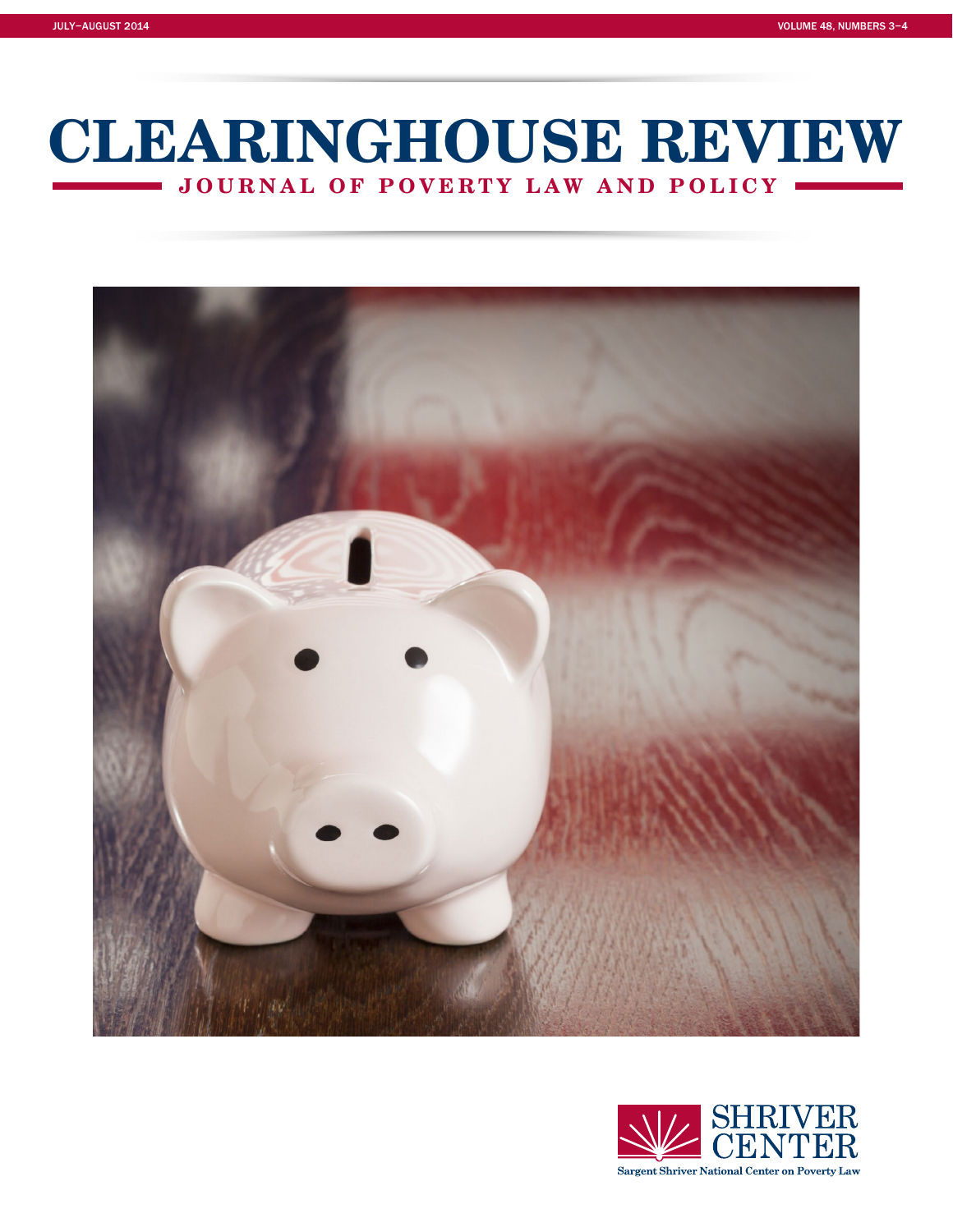JULY–AUGUST 2014 VOLUME 48, NUMBERS 3–4

# CLEARINGHOUSE REVIEW

## JOURNAL OF POVERTY LAW AND POLICY

SHRIVER CENTER

Sargent Shriver National Center on Poverty Law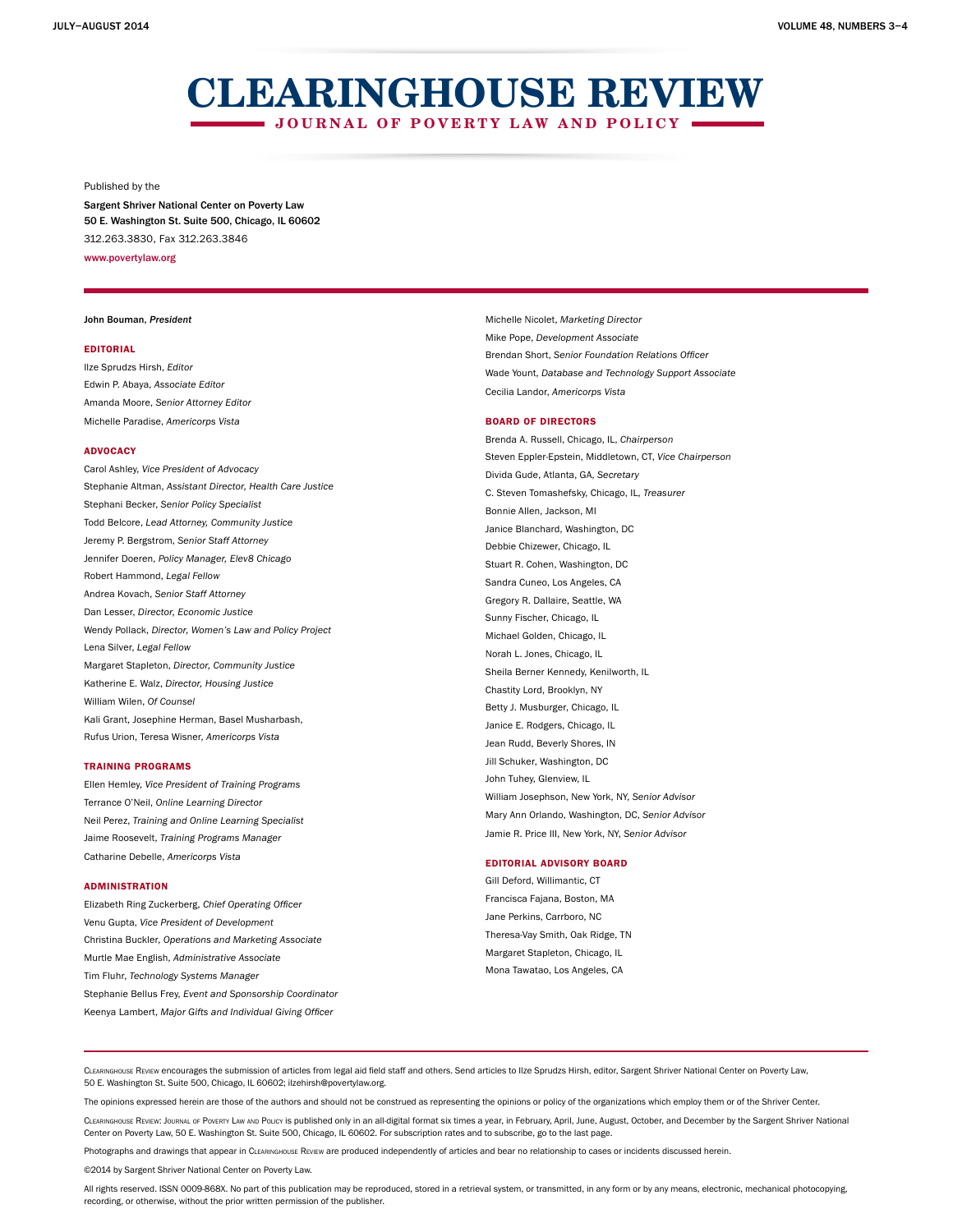# CLEARINGHOUSE REVIEW

## JOURNAL OF POVERTY LAW AND POLICY

Published by the

Sargent Shriver National Center on Poverty Law
50 E. Washington St. Suite 500, Chicago, IL 60602
312.263.3830, Fax 312.263.3846
www.povertylaw.org

John Bouman, *President*

### EDITORIAL

Ilze Sprudzs Hirsh, *Editor*
Edwin P. Abaya, *Associate Editor*
Amanda Moore, *Senior Attorney Editor*
Michelle Paradise, *Americorps Vista*

### ADVOCACY

Carol Ashley, *Vice President of Advocacy*
Stephanie Altman, *Assistant Director, Health Care Justice*
Stephani Becker, *Senior Policy Specialist*
Todd Belcore, *Lead Attorney, Community Justice*
Jeremy P. Bergstrom, *Senior Staff Attorney*
Jennifer Doeren, *Policy Manager, Elev8 Chicago*
Robert Hammond, *Legal Fellow*
Andrea Kovach, *Senior Staff Attorney*
Dan Lesser, *Director, Economic Justice*
Wendy Pollack, *Director, Women's Law and Policy Project*
Lena Silver, *Legal Fellow*
Margaret Stapleton, *Director, Community Justice*
Katherine E. Walz, *Director, Housing Justice*
William Wilen, *Of Counsel*
Kali Grant, Josephine Herman, Basel Musharbash, Rufus Urion, Teresa Wisner, *Americorps Vista*

### TRAINING PROGRAMS

Ellen Hemley, *Vice President of Training Programs*
Terrance O'Neil, *Online Learning Director*
Neil Perez, *Training and Online Learning Specialist*
Jaime Roosevelt, *Training Programs Manager*
Catharine Debelle, *Americorps Vista*

### ADMINISTRATION

Elizabeth Ring Zuckerberg, *Chief Operating Officer*
Venu Gupta, *Vice President of Development*
Christina Buckler, *Operations and Marketing Associate*
Murtle Mae English, *Administrative Associate*
Tim Fluhr, *Technology Systems Manager*
Stephanie Bellus Frey, *Event and Sponsorship Coordinator*
Keenya Lambert, *Major Gifts and Individual Giving Officer*
Michelle Nicolet, *Marketing Director*
Mike Pope, *Development Associate*
Brendan Short, *Senior Foundation Relations Officer*
Wade Yount, *Database and Technology Support Associate*
Cecilia Landor, *Americorps Vista*

### BOARD OF DIRECTORS

Brenda A. Russell, Chicago, IL, *Chairperson*
Steven Eppler-Epstein, Middletown, CT, *Vice Chairperson*
Divida Gude, Atlanta, GA, *Secretary*
C. Steven Tomashefsky, Chicago, IL, *Treasurer*
Bonnie Allen, Jackson, MI
Janice Blanchard, Washington, DC
Debbie Chizewer, Chicago, IL
Stuart R. Cohen, Washington, DC
Sandra Cuneo, Los Angeles, CA
Gregory R. Dallaire, Seattle, WA
Sunny Fischer, Chicago, IL
Michael Golden, Chicago, IL
Norah L. Jones, Chicago, IL
Sheila Berner Kennedy, Kenilworth, IL
Chastity Lord, Brooklyn, NY
Betty J. Musburger, Chicago, IL
Janice E. Rodgers, Chicago, IL
Jean Rudd, Beverly Shores, IN
Jill Schuker, Washington, DC
John Tuhey, Glenview, IL
William Josephson, New York, NY, *Senior Advisor*
Mary Ann Orlando, Washington, DC, *Senior Advisor*
Jamie R. Price III, New York, NY, *Senior Advisor*

### EDITORIAL ADVISORY BOARD

Gill Deford, Willimantic, CT
Francisca Fajana, Boston, MA
Jane Perkins, Carrboro, NC
Theresa-Vay Smith, Oak Ridge, TN
Margaret Stapleton, Chicago, IL
Mona Tawatao, Los Angeles, CA

---

Clearinghouse Review encourages the submission of articles from legal aid field staff and others. Send articles to Ilze Sprudzs Hirsh, editor, Sargent Shriver National Center on Poverty Law, 50 E. Washington St. Suite 500, Chicago, IL 60602; ilzehirsh@povertylaw.org.

The opinions expressed herein are those of the authors and should not be construed as representing the opinions or policy of the organizations which employ them or of the Shriver Center.

Clearinghouse Review: Journal of Poverty Law and Policy is published only in an all-digital format six times a year, in February, April, June, August, October, and December by the Sargent Shriver National Center on Poverty Law, 50 E. Washington St. Suite 500, Chicago, IL 60602. For subscription rates and to subscribe, go to the last page.

Photographs and drawings that appear in Clearinghouse Review are produced independently of articles and bear no relationship to cases or incidents discussed herein.

©2014 by Sargent Shriver National Center on Poverty Law.

All rights reserved. ISSN 0009-868X. No part of this publication may be reproduced, stored in a retrieval system, or transmitted, in any form or by any means, electronic, mechanical photocopying, recording, or otherwise, without the prior written permission of the publisher.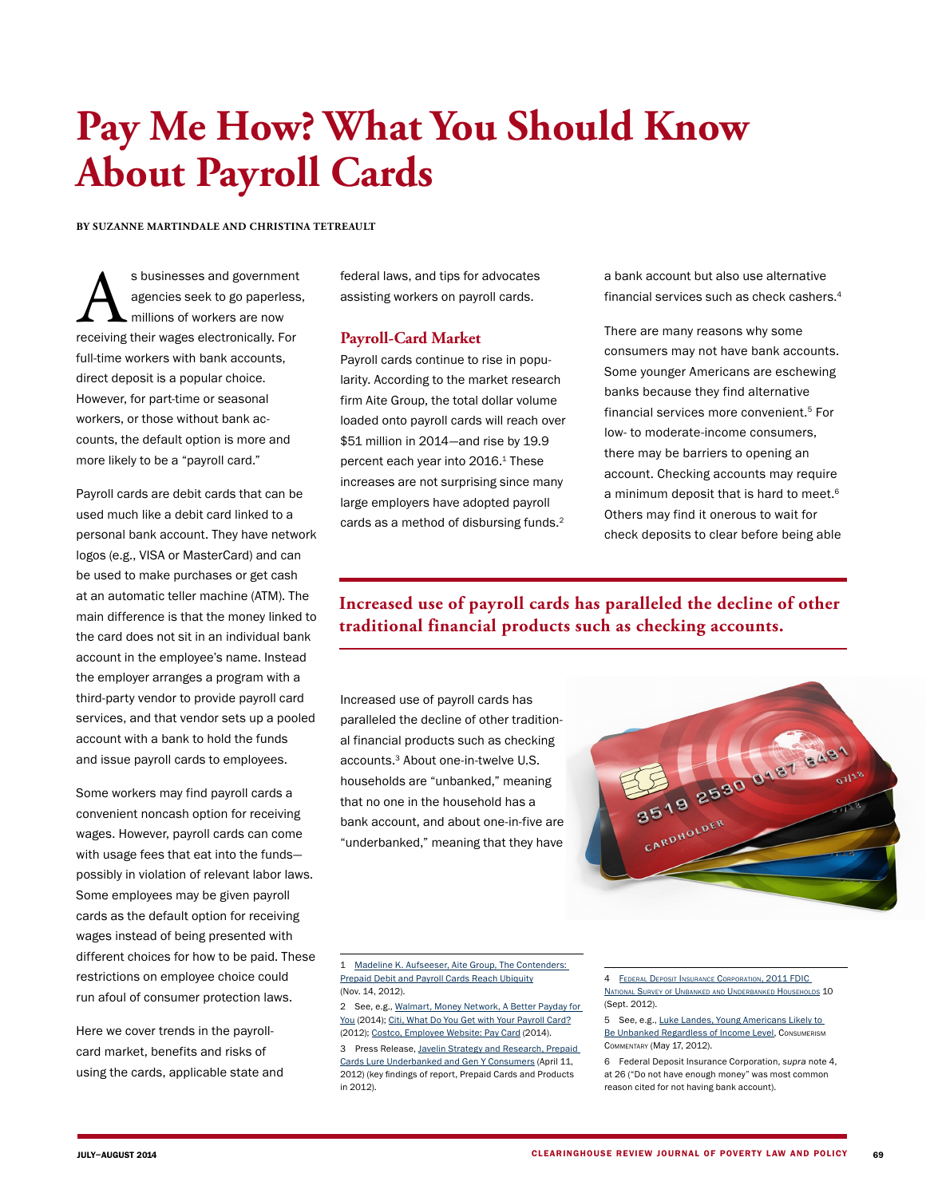# Pay Me How? What You Should Know About Payroll Cards

**By Suzanne Martindale and Christina Tetreault**

As businesses and government agencies seek to go paperless, millions of workers are now receiving their wages electronically. For full-time workers with bank accounts, direct deposit is a popular choice. However, for part-time or seasonal workers, or those without bank accounts, the default option is more and more likely to be a "payroll card."

Payroll cards are debit cards that can be used much like a debit card linked to a personal bank account. They have network logos (e.g., VISA or MasterCard) and can be used to make purchases or get cash at an automatic teller machine (ATM). The main difference is that the money linked to the card does not sit in an individual bank account in the employee's name. Instead the employer arranges a program with a third-party vendor to provide payroll card services, and that vendor sets up a pooled account with a bank to hold the funds and issue payroll cards to employees.

Some workers may find payroll cards a convenient noncash option for receiving wages. However, payroll cards can come with usage fees that eat into the funds—possibly in violation of relevant labor laws. Some employees may be given payroll cards as the default option for receiving wages instead of being presented with different choices for how to be paid. These restrictions on employee choice could run afoul of consumer protection laws.

Here we cover trends in the payroll-card market, benefits and risks of using the cards, applicable state and federal laws, and tips for advocates assisting workers on payroll cards.

## Payroll-Card Market

Payroll cards continue to rise in popularity. According to the market research firm Aite Group, the total dollar volume loaded onto payroll cards will reach over $51 million in 2014—and rise by 19.9 percent each year into 2016.[1] These increases are not surprising since many large employers have adopted payroll cards as a method of disbursing funds.[2]

**Increased use of payroll cards has paralleled the decline of other traditional financial products such as checking accounts.**

Increased use of payroll cards has paralleled the decline of other traditional financial products such as checking accounts.[3] About one-in-twelve U.S. households are "unbanked," meaning that no one in the household has a bank account, and about one-in-five are "underbanked," meaning that they have a bank account but also use alternative financial services such as check cashers.[4]

There are many reasons why some consumers may not have bank accounts. Some younger Americans are eschewing banks because they find alternative financial services more convenient.[5] For low- to moderate-income consumers, there may be barriers to opening an account. Checking accounts may require a minimum deposit that is hard to meet.[6] Others may find it onerous to wait for check deposits to clear before being able

---

1 Madeline K. Aufseeser, Aite Group, The Contenders: Prepaid Debit and Payroll Cards Reach Ubiquity (Nov. 14, 2012).

2 See, e.g., Walmart, Money Network, A Better Payday for You (2014); Citi, What Do You Get with Your Payroll Card? (2012); Costco, Employee Website: Pay Card (2014).

3 Press Release, Javelin Strategy and Research, Prepaid Cards Lure Underbanked and Gen Y Consumers (April 11, 2012) (key findings of report, Prepaid Cards and Products in 2012).

4 Federal Deposit Insurance Corporation, 2011 FDIC National Survey of Unbanked and Underbanked Households 10 (Sept. 2012).

5 See, e.g., Luke Landes, Young Americans Likely to Be Unbanked Regardless of Income Level, Consumerism Commentary (May 17, 2012).

6 Federal Deposit Insurance Corporation, *supra* note 4, at 26 ("Do not have enough money" was most common reason cited for not having bank account).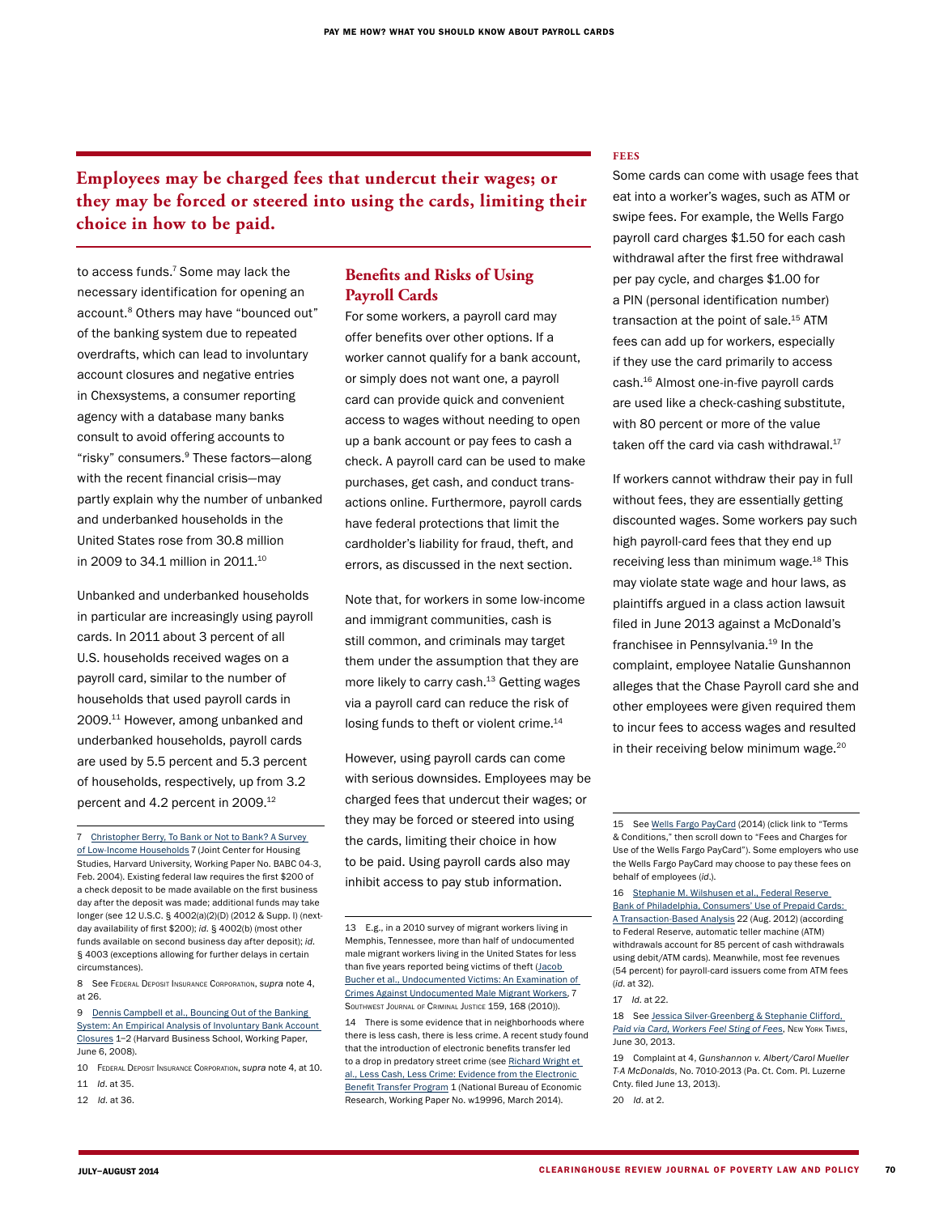**Employees may be charged fees that undercut their wages; or they may be forced or steered into using the cards, limiting their choice in how to be paid.**

to access funds.[7] Some may lack the necessary identification for opening an account.[8] Others may have "bounced out" of the banking system due to repeated overdrafts, which can lead to involuntary account closures and negative entries in Chexsystems, a consumer reporting agency with a database many banks consult to avoid offering accounts to "risky" consumers.[9] These factors—along with the recent financial crisis—may partly explain why the number of unbanked and underbanked households in the United States rose from 30.8 million in 2009 to 34.1 million in 2011.[10]

Unbanked and underbanked households in particular are increasingly using payroll cards. In 2011 about 3 percent of all U.S. households received wages on a payroll card, similar to the number of households that used payroll cards in 2009.[11] However, among unbanked and underbanked households, payroll cards are used by 5.5 percent and 5.3 percent of households, respectively, up from 3.2 percent and 4.2 percent in 2009.[12]

## Benefits and Risks of Using Payroll Cards

For some workers, a payroll card may offer benefits over other options. If a worker cannot qualify for a bank account, or simply does not want one, a payroll card can provide quick and convenient access to wages without needing to open up a bank account or pay fees to cash a check. A payroll card can be used to make purchases, get cash, and conduct transactions online. Furthermore, payroll cards have federal protections that limit the cardholder's liability for fraud, theft, and errors, as discussed in the next section.

Note that, for workers in some low-income and immigrant communities, cash is still common, and criminals may target them under the assumption that they are more likely to carry cash.[13] Getting wages via a payroll card can reduce the risk of losing funds to theft or violent crime.[14]

However, using payroll cards can come with serious downsides. Employees may be charged fees that undercut their wages; or they may be forced or steered into using the cards, limiting their choice in how to be paid. Using payroll cards also may inhibit access to pay stub information.

### Fees

Some cards can come with usage fees that eat into a worker's wages, such as ATM or swipe fees. For example, the Wells Fargo payroll card charges $1.50 for each cash withdrawal after the first free withdrawal per pay cycle, and charges $1.00 for a PIN (personal identification number) transaction at the point of sale.[15] ATM fees can add up for workers, especially if they use the card primarily to access cash.[16] Almost one-in-five payroll cards are used like a check-cashing substitute, with 80 percent or more of the value taken off the card via cash withdrawal.[17]

If workers cannot withdraw their pay in full without fees, they are essentially getting discounted wages. Some workers pay such high payroll-card fees that they end up receiving less than minimum wage.[18] This may violate state wage and hour laws, as plaintiffs argued in a class action lawsuit filed in June 2013 against a McDonald's franchisee in Pennsylvania.[19] In the complaint, employee Natalie Gunshannon alleges that the Chase Payroll card she and other employees were given required them to incur fees to access wages and resulted in their receiving below minimum wage.[20]

---

7 Christopher Berry, To Bank or Not to Bank? A Survey of Low-Income Households 7 (Joint Center for Housing Studies, Harvard University, Working Paper No. BABC 04-3, Feb. 2004). Existing federal law requires the first $200 of a check deposit to be made available on the first business day after the deposit was made; additional funds may take longer (see 12 U.S.C. § 4002(a)(2)(D) (2012 & Supp. I) (next-day availability of first $200); *id.* § 4002(b) (most other funds available on second business day after deposit); *id.* § 4003 (exceptions allowing for further delays in certain circumstances).

8 See Federal Deposit Insurance Corporation, *supra* note 4, at 26.

9 Dennis Campbell et al., Bouncing Out of the Banking System: An Empirical Analysis of Involuntary Bank Account Closures 1–2 (Harvard Business School, Working Paper, June 6, 2008).

10 Federal Deposit Insurance Corporation, *supra* note 4, at 10.

11 *Id.* at 35.

12 *Id.* at 36.

13 E.g., in a 2010 survey of migrant workers living in Memphis, Tennessee, more than half of undocumented male migrant workers living in the United States for less than five years reported being victims of theft (Jacob Bucher et al., Undocumented Victims: An Examination of Crimes Against Undocumented Male Migrant Workers, 7 Southwest Journal of Criminal Justice 159, 168 (2010)).

14 There is some evidence that in neighborhoods where there is less cash, there is less crime. A recent study found that the introduction of electronic benefits transfer led to a drop in predatory street crime (see Richard Wright et al., Less Cash, Less Crime: Evidence from the Electronic Benefit Transfer Program 1 (National Bureau of Economic Research, Working Paper No. w19996, March 2014).

15 See Wells Fargo PayCard (2014) (click link to "Terms & Conditions," then scroll down to "Fees and Charges for Use of the Wells Fargo PayCard"). Some employers who use the Wells Fargo PayCard may choose to pay these fees on behalf of employees (*id.*).

16 Stephanie M. Wilshusen et al., Federal Reserve Bank of Philadelphia, Consumers' Use of Prepaid Cards: A Transaction-Based Analysis 22 (Aug. 2012) (according to Federal Reserve, automatic teller machine (ATM) withdrawals account for 85 percent of cash withdrawals using debit/ATM cards). Meanwhile, most fee revenues (54 percent) for payroll-card issuers come from ATM fees (*id.* at 32).

17 *Id.* at 22.

18 See Jessica Silver-Greenberg & Stephanie Clifford, *Paid via Card, Workers Feel Sting of Fees*, New York Times, June 30, 2013.

19 Complaint at 4, *Gunshannon v. Albert/Carol Mueller T-A McDonalds*, No. 7010-2013 (Pa. Ct. Com. Pl. Luzerne Cnty. filed June 13, 2013).

20 *Id.* at 2.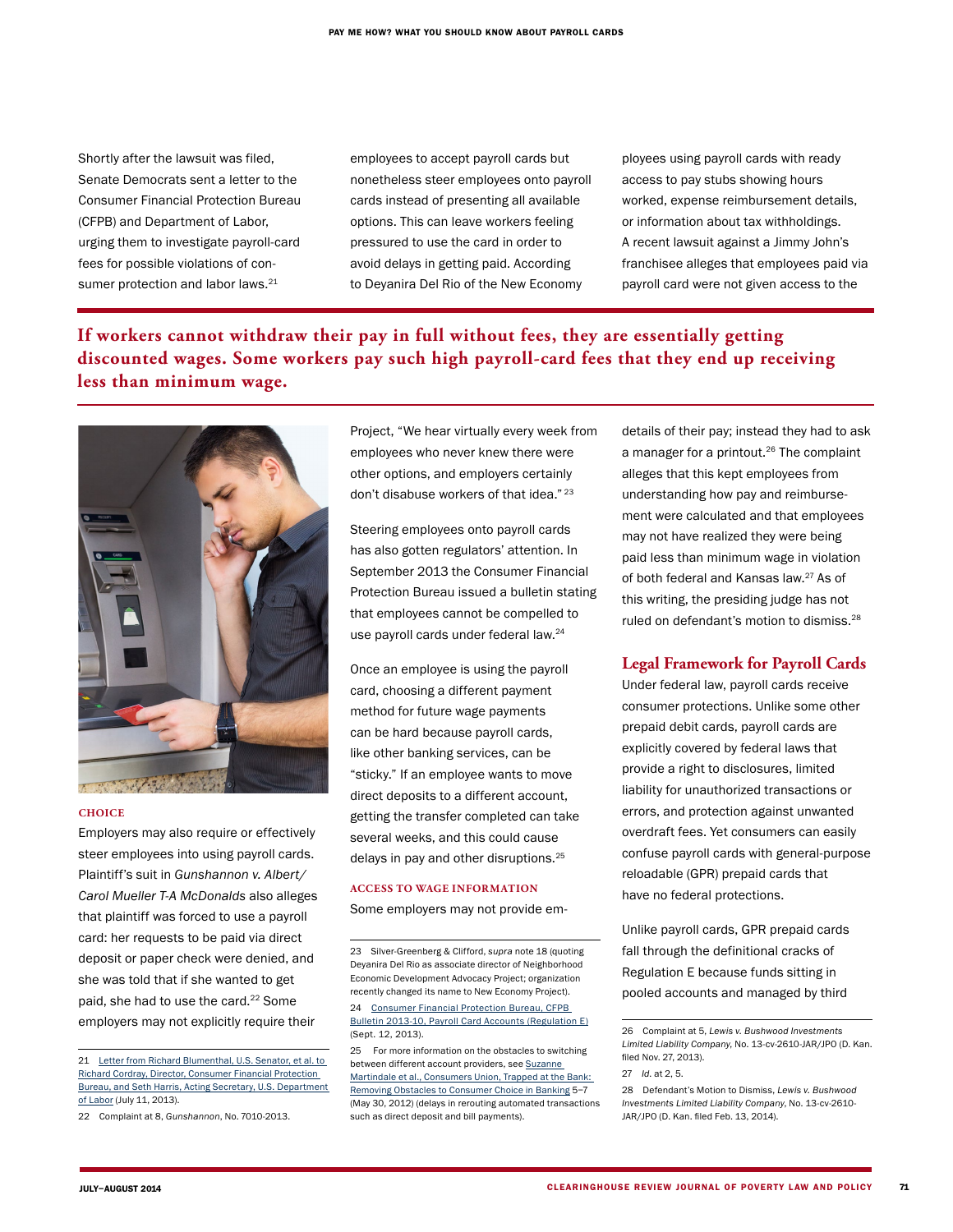Shortly after the lawsuit was filed, Senate Democrats sent a letter to the Consumer Financial Protection Bureau (CFPB) and Department of Labor, urging them to investigate payroll-card fees for possible violations of consumer protection and labor laws.[21]

**If workers cannot withdraw their pay in full without fees, they are essentially getting discounted wages. Some workers pay such high payroll-card fees that they end up receiving less than minimum wage.**

### CHOICE

Employers may also require or effectively steer employees into using payroll cards. Plaintiff's suit in *Gunshannon v. Albert/Carol Mueller T-A McDonalds* also alleges that plaintiff was forced to use a payroll card: her requests to be paid via direct deposit or paper check were denied, and she was told that if she wanted to get paid, she had to use the card.[22] Some employers may not explicitly require their employees to accept payroll cards but nonetheless steer employees onto payroll cards instead of presenting all available options. This can leave workers feeling pressured to use the card in order to avoid delays in getting paid. According to Deyanira Del Rio of the New Economy Project, "We hear virtually every week from employees who never knew there were other options, and employers certainly don't disabuse workers of that idea."[23]

Steering employees onto payroll cards has also gotten regulators' attention. In September 2013 the Consumer Financial Protection Bureau issued a bulletin stating that employees cannot be compelled to use payroll cards under federal law.[24]

Once an employee is using the payroll card, choosing a different payment method for future wage payments can be hard because payroll cards, like other banking services, can be "sticky." If an employee wants to move direct deposits to a different account, getting the transfer completed can take several weeks, and this could cause delays in pay and other disruptions.[25]

### ACCESS TO WAGE INFORMATION

Some employers may not provide employees using payroll cards with ready access to pay stubs showing hours worked, expense reimbursement details, or information about tax withholdings. A recent lawsuit against a Jimmy John's franchisee alleges that employees paid via payroll card were not given access to the details of their pay; instead they had to ask a manager for a printout.[26] The complaint alleges that this kept employees from understanding how pay and reimbursement were calculated and that employees may not have realized they were being paid less than minimum wage in violation of both federal and Kansas law.[27] As of this writing, the presiding judge has not ruled on defendant's motion to dismiss.[28]

## Legal Framework for Payroll Cards

Under federal law, payroll cards receive consumer protections. Unlike some other prepaid debit cards, payroll cards are explicitly covered by federal laws that provide a right to disclosures, limited liability for unauthorized transactions or errors, and protection against unwanted overdraft fees. Yet consumers can easily confuse payroll cards with general-purpose reloadable (GPR) prepaid cards that have no federal protections.

Unlike payroll cards, GPR prepaid cards fall through the definitional cracks of Regulation E because funds sitting in pooled accounts and managed by third

---

21 Letter from Richard Blumenthal, U.S. Senator, et al. to Richard Cordray, Director, Consumer Financial Protection Bureau, and Seth Harris, Acting Secretary, U.S. Department of Labor (July 11, 2013).

22 Complaint at 8, *Gunshannon*, No. 7010-2013.

23 Silver-Greenberg & Clifford, *supra* note 18 (quoting Deyanira Del Rio as associate director of Neighborhood Economic Development Advocacy Project; organization recently changed its name to New Economy Project).

24 Consumer Financial Protection Bureau, CFPB Bulletin 2013-10, Payroll Card Accounts (Regulation E) (Sept. 12, 2013).

25 For more information on the obstacles to switching between different account providers, see Suzanne Martindale et al., Consumers Union, Trapped at the Bank: Removing Obstacles to Consumer Choice in Banking 5–7 (May 30, 2012) (delays in rerouting automated transactions such as direct deposit and bill payments).

26 Complaint at 5, *Lewis v. Bushwood Investments Limited Liability Company*, No. 13-cv-2610-JAR/JPO (D. Kan. filed Nov. 27, 2013).

27 *Id.* at 2, 5.

28 Defendant's Motion to Dismiss, *Lewis v. Bushwood Investments Limited Liability Company*, No. 13-cv-2610-JAR/JPO (D. Kan. filed Feb. 13, 2014).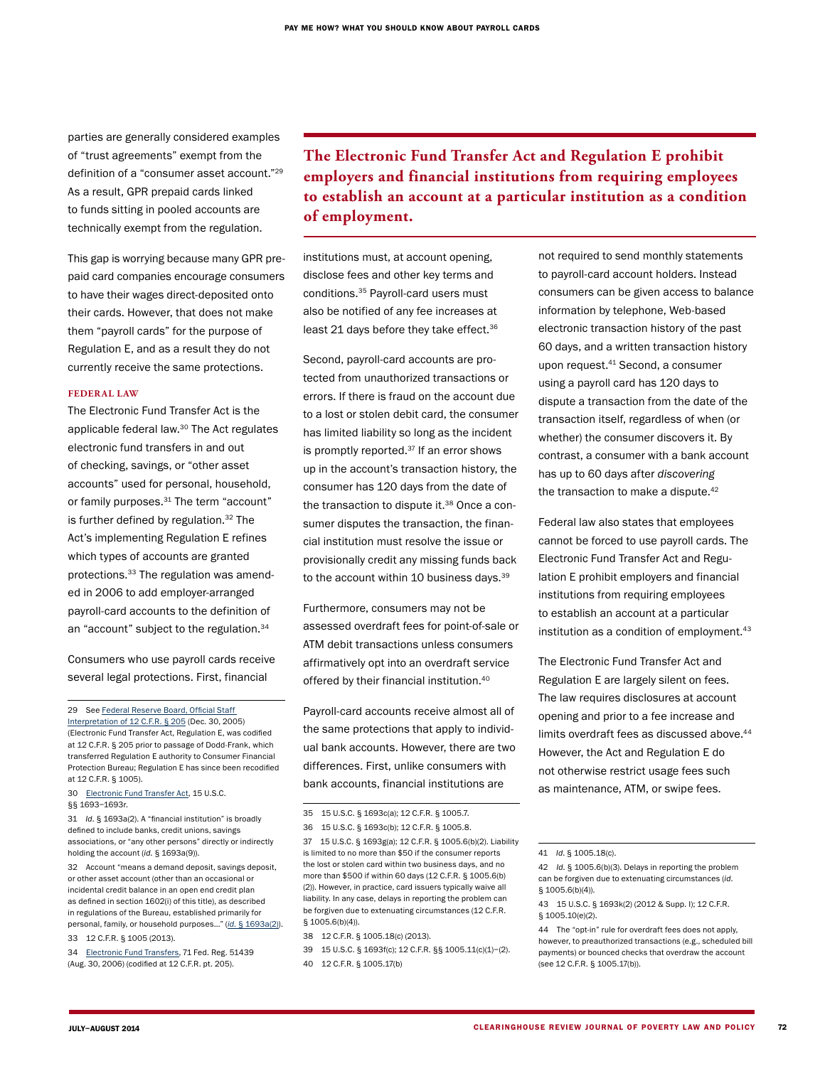parties are generally considered examples of "trust agreements" exempt from the definition of a "consumer asset account."[29] As a result, GPR prepaid cards linked to funds sitting in pooled accounts are technically exempt from the regulation.

This gap is worrying because many GPR prepaid card companies encourage consumers to have their wages direct-deposited onto their cards. However, that does not make them "payroll cards" for the purpose of Regulation E, and as a result they do not currently receive the same protections.

### Federal Law

The Electronic Fund Transfer Act is the applicable federal law.[30] The Act regulates electronic fund transfers in and out of checking, savings, or "other asset accounts" used for personal, household, or family purposes.[31] The term "account" is further defined by regulation.[32] The Act's implementing Regulation E refines which types of accounts are granted protections.[33] The regulation was amended in 2006 to add employer-arranged payroll-card accounts to the definition of an "account" subject to the regulation.[34]

Consumers who use payroll cards receive several legal protections. First, financial institutions must, at account opening, disclose fees and other key terms and conditions.[35] Payroll-card users must also be notified of any fee increases at least 21 days before they take effect.[36]

Second, payroll-card accounts are protected from unauthorized transactions or errors. If there is fraud on the account due to a lost or stolen debit card, the consumer has limited liability so long as the incident is promptly reported.[37] If an error shows up in the account's transaction history, the consumer has 120 days from the date of the transaction to dispute it.[38] Once a consumer disputes the transaction, the financial institution must resolve the issue or provisionally credit any missing funds back to the account within 10 business days.[39]

Furthermore, consumers may not be assessed overdraft fees for point-of-sale or ATM debit transactions unless consumers affirmatively opt into an overdraft service offered by their financial institution.[40]

Payroll-card accounts receive almost all of the same protections that apply to individual bank accounts. However, there are two differences. First, unlike consumers with bank accounts, financial institutions are not required to send monthly statements to payroll-card account holders. Instead consumers can be given access to balance information by telephone, Web-based electronic transaction history of the past 60 days, and a written transaction history upon request.[41] Second, a consumer using a payroll card has 120 days to dispute a transaction from the date of the transaction itself, regardless of when (or whether) the consumer discovers it. By contrast, a consumer with a bank account has up to 60 days after *discovering* the transaction to make a dispute.[42]

> **The Electronic Fund Transfer Act and Regulation E prohibit employers and financial institutions from requiring employees to establish an account at a particular institution as a condition of employment.**

Federal law also states that employees cannot be forced to use payroll cards. The Electronic Fund Transfer Act and Regulation E prohibit employers and financial institutions from requiring employees to establish an account at a particular institution as a condition of employment.[43]

The Electronic Fund Transfer Act and Regulation E are largely silent on fees. The law requires disclosures at account opening and prior to a fee increase and limits overdraft fees as discussed above.[44] However, the Act and Regulation E do not otherwise restrict usage fees such as maintenance, ATM, or swipe fees.

---

29 See Federal Reserve Board, Official Staff Interpretation of 12 C.F.R. § 205 (Dec. 30, 2005) (Electronic Fund Transfer Act, Regulation E, was codified at 12 C.F.R. § 205 prior to passage of Dodd-Frank, which transferred Regulation E authority to Consumer Financial Protection Bureau; Regulation E has since been recodified at 12 C.F.R. § 1005).

30 Electronic Fund Transfer Act, 15 U.S.C. §§ 1693–1693r.

31 *Id.* § 1693a(2). A "financial institution" is broadly defined to include banks, credit unions, savings associations, or "any other persons" directly or indirectly holding the account (*id.* § 1693a(9)).

32 Account "means a demand deposit, savings deposit, or other asset account (other than an occasional or incidental credit balance in an open end credit plan as defined in section 1602(i) of this title), as described in regulations of the Bureau, established primarily for personal, family, or household purposes..." (*id.* § 1693a(2)).

33 12 C.F.R. § 1005 (2013).

34 Electronic Fund Transfers, 71 Fed. Reg. 51439 (Aug. 30, 2006) (codified at 12 C.F.R. pt. 205).

35 15 U.S.C. § 1693c(a); 12 C.F.R. § 1005.7.

36 15 U.S.C. § 1693c(b); 12 C.F.R. § 1005.8.

37 15 U.S.C. § 1693g(a); 12 C.F.R. § 1005.6(b)(2). Liability is limited to no more than $50 if the consumer reports the lost or stolen card within two business days, and no more than $500 if within 60 days (12 C.F.R. § 1005.6(b)(2)). However, in practice, card issuers typically waive all liability. In any case, delays in reporting the problem can be forgiven due to extenuating circumstances (12 C.F.R. § 1005.6(b)(4)).

38 12 C.F.R. § 1005.18(c) (2013).

39 15 U.S.C. § 1693f(c); 12 C.F.R. §§ 1005.11(c)(1)–(2).

40 12 C.F.R. § 1005.17(b)

41 *Id.* § 1005.18(c).

42 *Id.* § 1005.6(b)(3). Delays in reporting the problem can be forgiven due to extenuating circumstances (*id.* § 1005.6(b)(4)).

43 15 U.S.C. § 1693k(2) (2012 & Supp. I); 12 C.F.R. § 1005.10(e)(2).

44 The "opt-in" rule for overdraft fees does not apply, however, to preauthorized transactions (e.g., scheduled bill payments) or bounced checks that overdraw the account (see 12 C.F.R. § 1005.17(b)).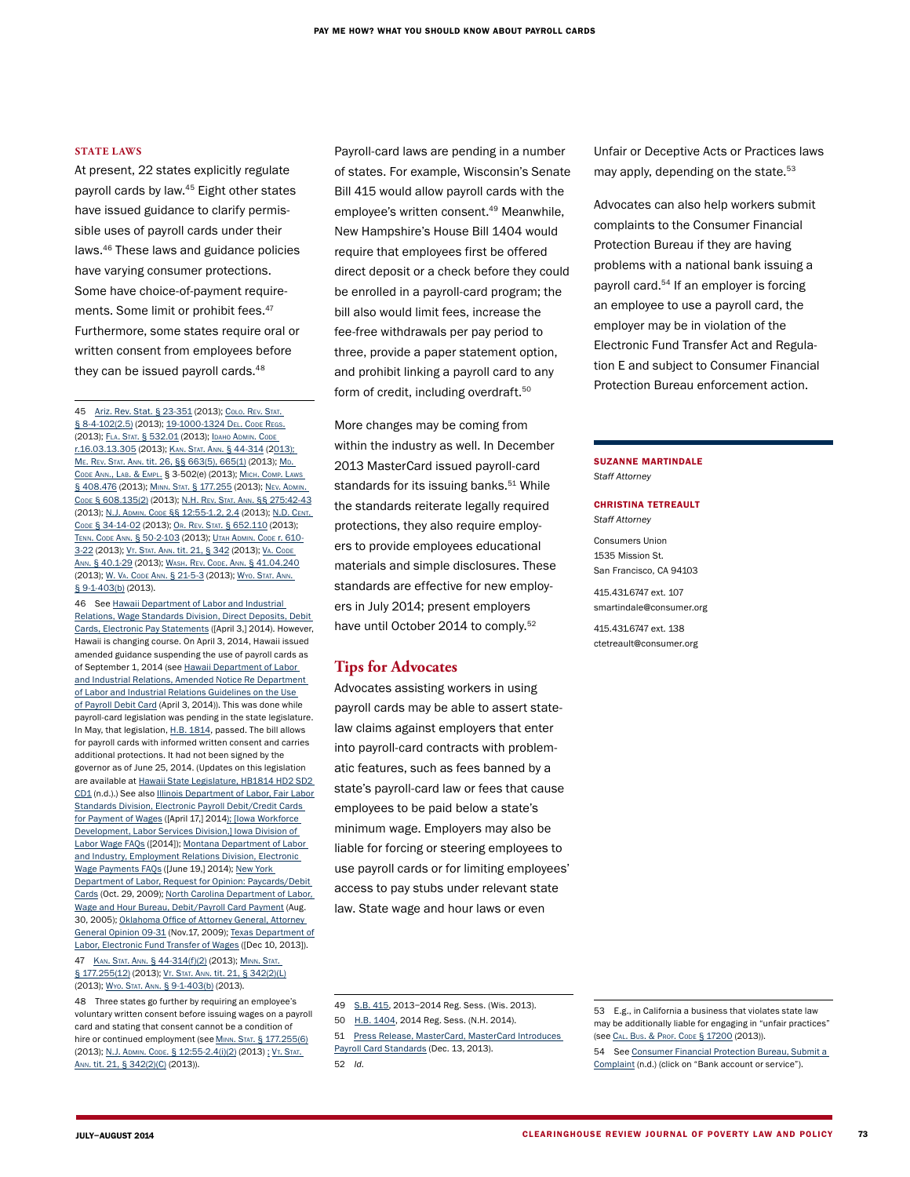### STATE LAWS

At present, 22 states explicitly regulate payroll cards by law.[45] Eight other states have issued guidance to clarify permissible uses of payroll cards under their laws.[46] These laws and guidance policies have varying consumer protections. Some have choice-of-payment requirements. Some limit or prohibit fees.[47] Furthermore, some states require oral or written consent from employees before they can be issued payroll cards.[48]

Payroll-card laws are pending in a number of states. For example, Wisconsin's Senate Bill 415 would allow payroll cards with the employee's written consent.[49] Meanwhile, New Hampshire's House Bill 1404 would require that employees first be offered direct deposit or a check before they could be enrolled in a payroll-card program; the bill also would limit fees, increase the fee-free withdrawals per pay period to three, provide a paper statement option, and prohibit linking a payroll card to any form of credit, including overdraft.[50]

More changes may be coming from within the industry as well. In December 2013 MasterCard issued payroll-card standards for its issuing banks.[51] While the standards reiterate legally required protections, they also require employers to provide employees educational materials and simple disclosures. These standards are effective for new employers in July 2014; present employers have until October 2014 to comply.[52]

## Tips for Advocates

Advocates assisting workers in using payroll cards may be able to assert state-law claims against employers that enter into payroll-card contracts with problematic features, such as fees banned by a state's payroll-card law or fees that cause employees to be paid below a state's minimum wage. Employers may also be liable for forcing or steering employees to use payroll cards or for limiting employees' access to pay stubs under relevant state law. State wage and hour laws or even Unfair or Deceptive Acts or Practices laws may apply, depending on the state.[53]

Advocates can also help workers submit complaints to the Consumer Financial Protection Bureau if they are having problems with a national bank issuing a payroll card.[54] If an employer is forcing an employee to use a payroll card, the employer may be in violation of the Electronic Fund Transfer Act and Regulation E and subject to Consumer Financial Protection Bureau enforcement action.

**SUZANNE MARTINDALE**
*Staff Attorney*

**CHRISTINA TETREAULT**
*Staff Attorney*

Consumers Union
1535 Mission St.
San Francisco, CA 94103

415.431.6747 ext. 107
smartindale@consumer.org

415.431.6747 ext. 138
ctetreault@consumer.org

---

45 Ariz. Rev. Stat. § 23-351 (2013); Colo. Rev. Stat. § 8-4-102(2.5) (2013); 19-1000-1324 Del. Code Regs. (2013); Fla. Stat. § 532.01 (2013); Idaho Admin. Code r.16.03.13.305 (2013); Kan. Stat. Ann. § 44-314 (2013); Me. Rev. Stat. Ann. tit. 26, §§ 663(5), 665(1) (2013); Md. Code Ann., Lab. & Empl. § 3-502(e) (2013); Mich. Comp. Laws § 408.476 (2013); Minn. Stat. § 177.255 (2013); Nev. Admin. Code § 608.135(2) (2013); N.H. Rev. Stat. Ann. §§ 275:42-43 (2013); N.J. Admin. Code §§ 12:55-1.2, 2.4 (2013); N.D. Cent. Code § 34-14-02 (2013); Or. Rev. Stat. § 652.110 (2013); Tenn. Code Ann. § 50-2-103 (2013); Utah Admin. Code r. 610-3-22 (2013); Vt. Stat. Ann. tit. 21, § 342 (2013); Va. Code Ann. § 40.1-29 (2013); Wash. Rev. Code. Ann. § 41.04.240 (2013); W. Va. Code Ann. § 21-5-3 (2013); Wyo. Stat. Ann. § 9-1-403(b) (2013).

46 See Hawaii Department of Labor and Industrial Relations, Wage Standards Division, Direct Deposits, Debit Cards, Electronic Pay Statements ([April 3,] 2014). However, Hawaii is changing course. On April 3, 2014, Hawaii issued amended guidance suspending the use of payroll cards as of September 1, 2014 (see Hawaii Department of Labor and Industrial Relations, Amended Notice Re Department of Labor and Industrial Relations Guidelines on the Use of Payroll Debit Card (April 3, 2014)). This was done while payroll-card legislation was pending in the state legislature. In May, that legislation, H.B. 1814, passed. The bill allows for payroll cards with informed written consent and carries additional protections. It had not been signed by the governor as of June 25, 2014. (Updates on this legislation are available at Hawaii State Legislature, HB1814 HD2 SD2 CD1 (n.d.).) See also Illinois Department of Labor, Fair Labor Standards Division, Electronic Payroll Debit/Credit Cards for Payment of Wages ([April 17,] 2014); [Iowa Workforce Development, Labor Services Division,] Iowa Division of Labor Wage FAQs ([2014]); Montana Department of Labor and Industry, Employment Relations Division, Electronic Wage Payments FAQs ([June 19,] 2014); New York Department of Labor, Request for Opinion: Paycards/Debit Cards (Oct. 29, 2009); North Carolina Department of Labor, Wage and Hour Bureau, Debit/Payroll Card Payment (Aug. 30, 2005); Oklahoma Office of Attorney General, Attorney General Opinion 09-31 (Nov.17, 2009); Texas Department of Labor, Electronic Fund Transfer of Wages ([Dec 10, 2013]).

47 Kan. Stat. Ann. § 44-314(f)(2) (2013); Minn. Stat. § 177.255(12) (2013); Vt. Stat. Ann. tit. 21, § 342(2)(L) (2013); Wyo. Stat. Ann. § 9-1-403(b) (2013).

48 Three states go further by requiring an employee's voluntary written consent before issuing wages on a payroll card and stating that consent cannot be a condition of hire or continued employment (see Minn. Stat. § 177.255(6) (2013); N.J. Admin. Code. § 12:55-2.4(i)(2) (2013) ; Vt. Stat. Ann. tit. 21, § 342(2)(C) (2013)).

49 S.B. 415, 2013–2014 Reg. Sess. (Wis. 2013).

50 H.B. 1404, 2014 Reg. Sess. (N.H. 2014).

51 Press Release, MasterCard, MasterCard Introduces Payroll Card Standards (Dec. 13, 2013).

52 *Id.*

53 E.g., in California a business that violates state law may be additionally liable for engaging in "unfair practices" (see Cal. Bus. & Prof. Code § 17200 (2013)).

54 See Consumer Financial Protection Bureau, Submit a Complaint (n.d.) (click on "Bank account or service").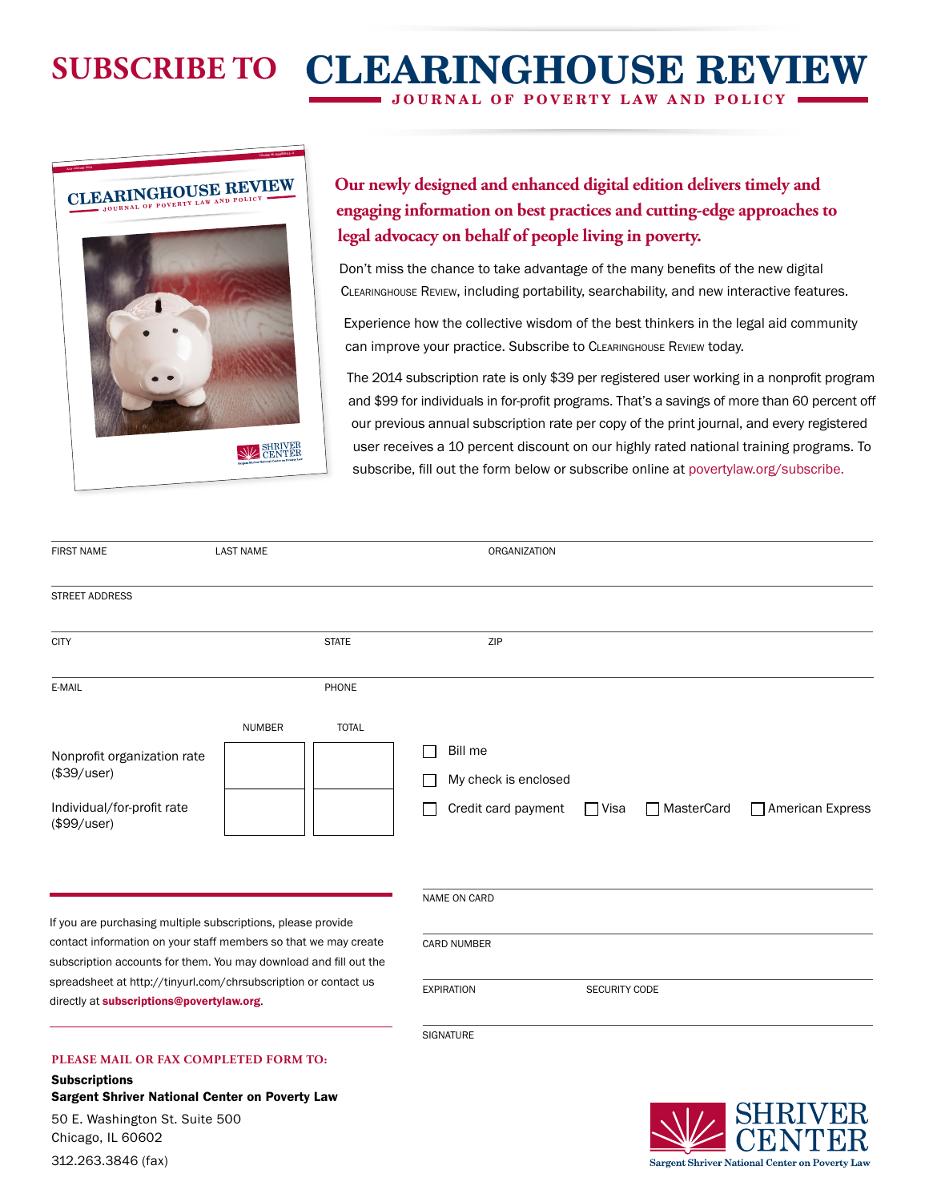# SUBSCRIBE TO CLEARINGHOUSE REVIEW

## JOURNAL OF POVERTY LAW AND POLICY

**Our newly designed and enhanced digital edition delivers timely and engaging information on best practices and cutting-edge approaches to legal advocacy on behalf of people living in poverty.**

Don't miss the chance to take advantage of the many benefits of the new digital Clearinghouse Review, including portability, searchability, and new interactive features.

Experience how the collective wisdom of the best thinkers in the legal aid community can improve your practice. Subscribe to Clearinghouse Review today.

The 2014 subscription rate is only $39 per registered user working in a nonprofit program and $99 for individuals in for-profit programs. That's a savings of more than 60 percent off our previous annual subscription rate per copy of the print journal, and every registered user receives a 10 percent discount on our highly rated national training programs. To subscribe, fill out the form below or subscribe online at povertylaw.org/subscribe.

FIRST NAME | LAST NAME | ORGANIZATION

STREET ADDRESS

CITY | STATE | ZIP

E-MAIL | PHONE

| | NUMBER | TOTAL |
|---|---|---|
| Nonprofit organization rate ($39/user) | | |
| Individual/for-profit rate ($99/user) | | |

☐ Bill me

☐ My check is enclosed

☐ Credit card payment ☐ Visa ☐ MasterCard ☐ American Express

NAME ON CARD

CARD NUMBER

EXPIRATION | SECURITY CODE

SIGNATURE

If you are purchasing multiple subscriptions, please provide contact information on your staff members so that we may create subscription accounts for them. You may download and fill out the spreadsheet at http://tinyurl.com/chrsubscription or contact us directly at **subscriptions@povertylaw.org**.

**PLEASE MAIL OR FAX COMPLETED FORM TO:**

**Subscriptions**
**Sargent Shriver National Center on Poverty Law**
50 E. Washington St. Suite 500
Chicago, IL 60602
312.263.3846 (fax)

SHRIVER CENTER
Sargent Shriver National Center on Poverty Law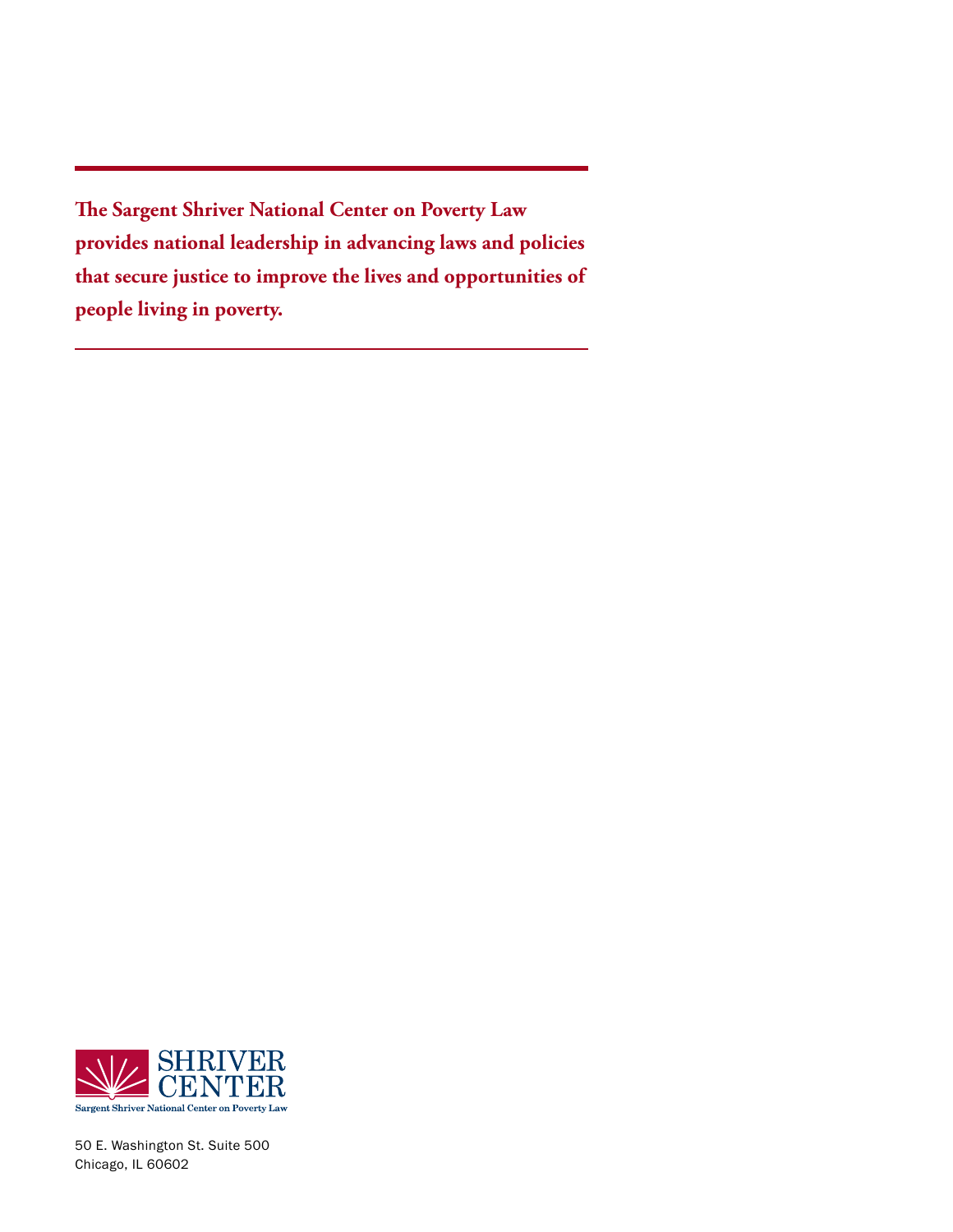**The Sargent Shriver National Center on Poverty Law provides national leadership in advancing laws and policies that secure justice to improve the lives and opportunities of people living in poverty.**

SHRIVER CENTER

Sargent Shriver National Center on Poverty Law

50 E. Washington St. Suite 500
Chicago, IL 60602